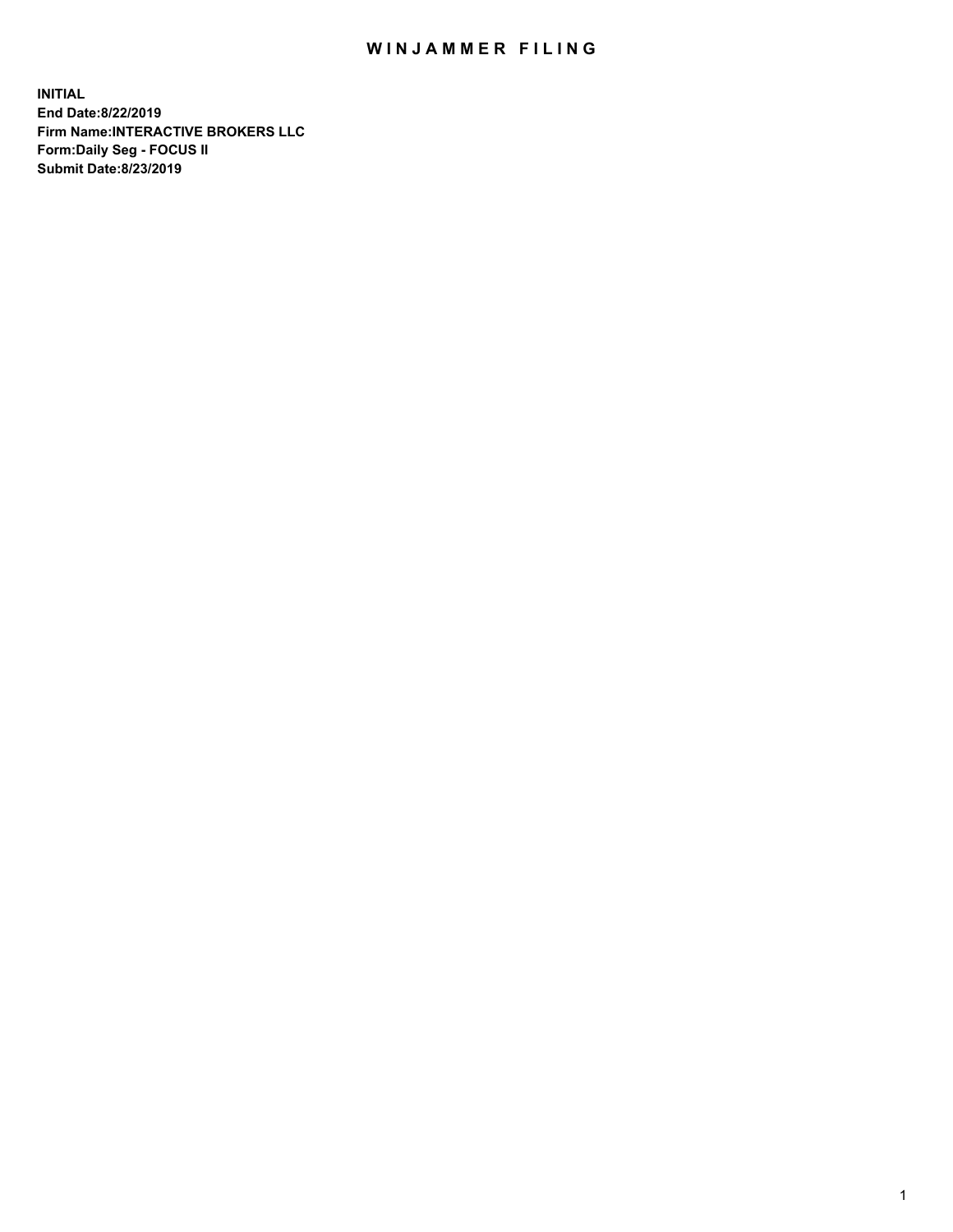# WINJAMMER FILING

**INITIAL**
**End Date:8/22/2019**
**Firm Name:INTERACTIVE BROKERS LLC**
**Form:Daily Seg - FOCUS II**
**Submit Date:8/23/2019**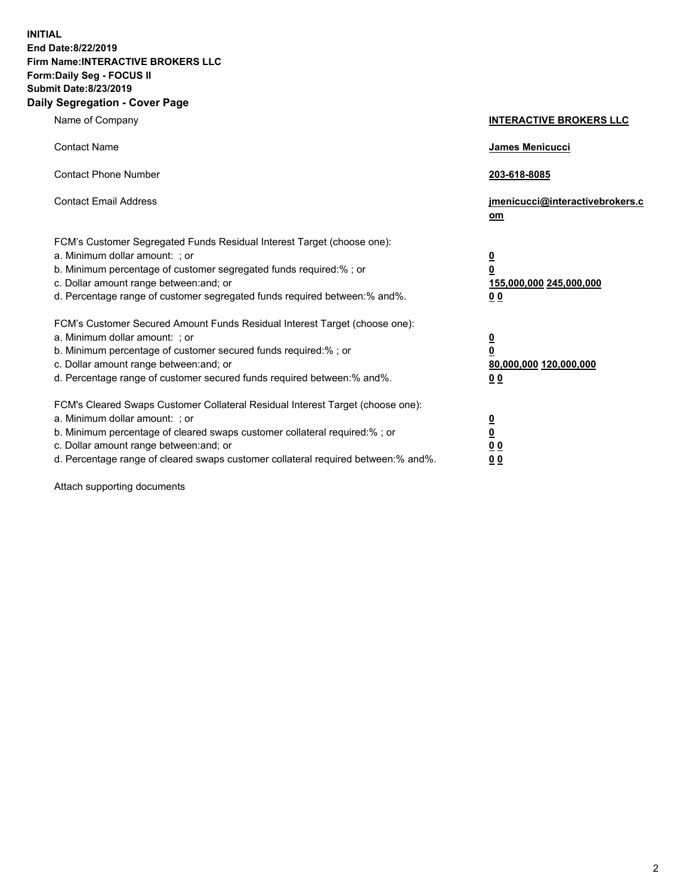**INITIAL**
**End Date:8/22/2019**
**Firm Name:INTERACTIVE BROKERS LLC**
**Form:Daily Seg - FOCUS II**
**Submit Date:8/23/2019**
**Daily Segregation - Cover Page**

| | |
|---|---|
| Name of Company | **INTERACTIVE BROKERS LLC** |
| Contact Name | **James Menicucci** |
| Contact Phone Number | **203-618-8085** |
| Contact Email Address | **jmenicucci@interactivebrokers.com** |
| FCM's Customer Segregated Funds Residual Interest Target (choose one): | |
| a. Minimum dollar amount: ; or | **0** |
| b. Minimum percentage of customer segregated funds required:% ; or | **0** |
| c. Dollar amount range between:and; or | **155,000,000 245,000,000** |
| d. Percentage range of customer segregated funds required between:% and%. | **0 0** |
| FCM's Customer Secured Amount Funds Residual Interest Target (choose one): | |
| a. Minimum dollar amount: ; or | **0** |
| b. Minimum percentage of customer secured funds required:% ; or | **0** |
| c. Dollar amount range between:and; or | **80,000,000 120,000,000** |
| d. Percentage range of customer secured funds required between:% and%. | **0 0** |
| FCM's Cleared Swaps Customer Collateral Residual Interest Target (choose one): | |
| a. Minimum dollar amount: ; or | **0** |
| b. Minimum percentage of cleared swaps customer collateral required:% ; or | **0** |
| c. Dollar amount range between:and; or | **0 0** |
| d. Percentage range of cleared swaps customer collateral required between:% and%. | **0 0** |

Attach supporting documents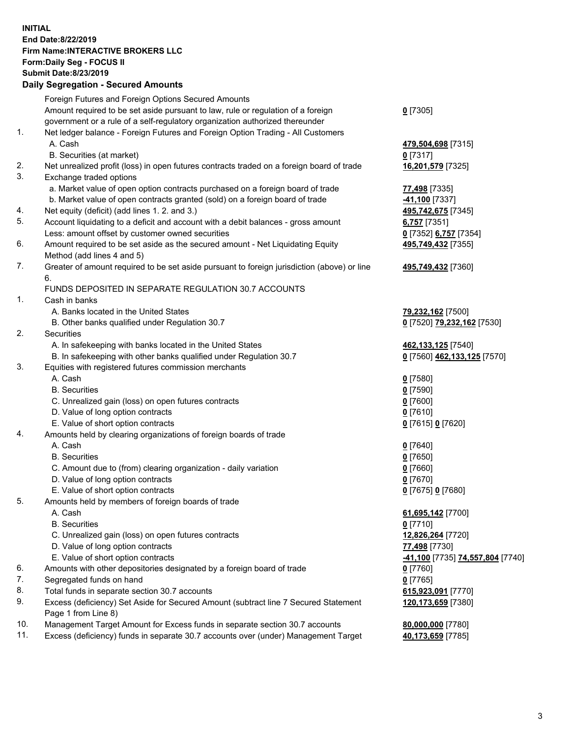**INITIAL**
**End Date:8/22/2019**
**Firm Name:INTERACTIVE BROKERS LLC**
**Form:Daily Seg - FOCUS II**
**Submit Date:8/23/2019**
**Daily Segregation - Secured Amounts**

| | | |
|---|---|---|
| | Foreign Futures and Foreign Options Secured Amounts | |
| | Amount required to be set aside pursuant to law, rule or regulation of a foreign government or a rule of a self-regulatory organization authorized thereunder | **0** [7305] |
| 1. | Net ledger balance - Foreign Futures and Foreign Option Trading - All Customers | |
| | A. Cash | **479,504,698** [7315] |
| | B. Securities (at market) | **0** [7317] |
| 2. | Net unrealized profit (loss) in open futures contracts traded on a foreign board of trade | **16,201,579** [7325] |
| 3. | Exchange traded options | |
| | a. Market value of open option contracts purchased on a foreign board of trade | **77,498** [7335] |
| | b. Market value of open contracts granted (sold) on a foreign board of trade | **-41,100** [7337] |
| 4. | Net equity (deficit) (add lines 1. 2. and 3.) | **495,742,675** [7345] |
| 5. | Account liquidating to a deficit and account with a debit balances - gross amount | **6,757** [7351] |
| | Less: amount offset by customer owned securities | **0** [7352] **6,757** [7354] |
| 6. | Amount required to be set aside as the secured amount - Net Liquidating Equity Method (add lines 4 and 5) | **495,749,432** [7355] |
| 7. | Greater of amount required to be set aside pursuant to foreign jurisdiction (above) or line 6. | **495,749,432** [7360] |
| | FUNDS DEPOSITED IN SEPARATE REGULATION 30.7 ACCOUNTS | |
| 1. | Cash in banks | |
| | A. Banks located in the United States | **79,232,162** [7500] |
| | B. Other banks qualified under Regulation 30.7 | **0** [7520] **79,232,162** [7530] |
| 2. | Securities | |
| | A. In safekeeping with banks located in the United States | **462,133,125** [7540] |
| | B. In safekeeping with other banks qualified under Regulation 30.7 | **0** [7560] **462,133,125** [7570] |
| 3. | Equities with registered futures commission merchants | |
| | A. Cash | **0** [7580] |
| | B. Securities | **0** [7590] |
| | C. Unrealized gain (loss) on open futures contracts | **0** [7600] |
| | D. Value of long option contracts | **0** [7610] |
| | E. Value of short option contracts | **0** [7615] **0** [7620] |
| 4. | Amounts held by clearing organizations of foreign boards of trade | |
| | A. Cash | **0** [7640] |
| | B. Securities | **0** [7650] |
| | C. Amount due to (from) clearing organization - daily variation | **0** [7660] |
| | D. Value of long option contracts | **0** [7670] |
| | E. Value of short option contracts | **0** [7675] **0** [7680] |
| 5. | Amounts held by members of foreign boards of trade | |
| | A. Cash | **61,695,142** [7700] |
| | B. Securities | **0** [7710] |
| | C. Unrealized gain (loss) on open futures contracts | **12,826,264** [7720] |
| | D. Value of long option contracts | **77,498** [7730] |
| | E. Value of short option contracts | **-41,100** [7735] **74,557,804** [7740] |
| 6. | Amounts with other depositories designated by a foreign board of trade | **0** [7760] |
| 7. | Segregated funds on hand | **0** [7765] |
| 8. | Total funds in separate section 30.7 accounts | **615,923,091** [7770] |
| 9. | Excess (deficiency) Set Aside for Secured Amount (subtract line 7 Secured Statement Page 1 from Line 8) | **120,173,659** [7380] |
| 10. | Management Target Amount for Excess funds in separate section 30.7 accounts | **80,000,000** [7780] |
| 11. | Excess (deficiency) funds in separate 30.7 accounts over (under) Management Target | **40,173,659** [7785] |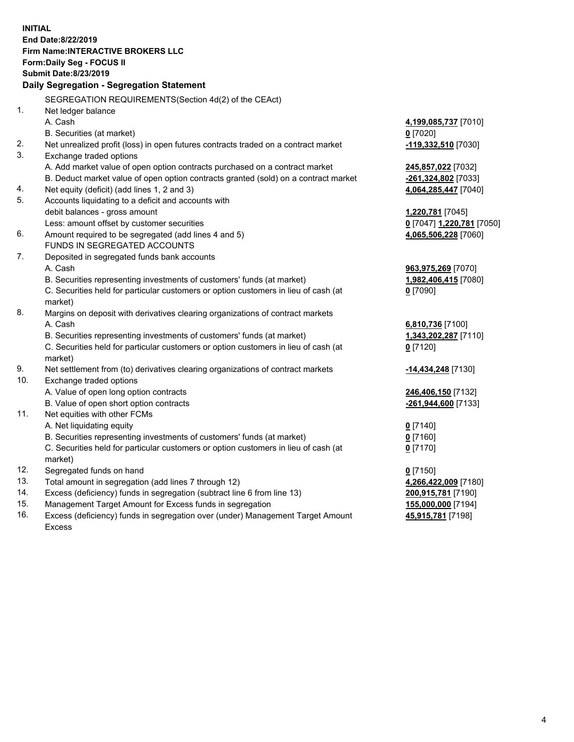**INITIAL**
**End Date:8/22/2019**
**Firm Name:INTERACTIVE BROKERS LLC**
**Form:Daily Seg - FOCUS II**
**Submit Date:8/23/2019**

## Daily Segregation - Segregation Statement

SEGREGATION REQUIREMENTS(Section 4d(2) of the CEAct)

| | | |
|---|---|---|
| 1. | Net ledger balance | |
| | A. Cash | **4,199,085,737** [7010] |
| | B. Securities (at market) | **0** [7020] |
| 2. | Net unrealized profit (loss) in open futures contracts traded on a contract market | **-119,332,510** [7030] |
| 3. | Exchange traded options | |
| | A. Add market value of open option contracts purchased on a contract market | **245,857,022** [7032] |
| | B. Deduct market value of open option contracts granted (sold) on a contract market | **-261,324,802** [7033] |
| 4. | Net equity (deficit) (add lines 1, 2 and 3) | **4,064,285,447** [7040] |
| 5. | Accounts liquidating to a deficit and accounts with | |
| | debit balances - gross amount | **1,220,781** [7045] |
| | Less: amount offset by customer securities | **0** [7047] **1,220,781** [7050] |
| 6. | Amount required to be segregated (add lines 4 and 5) | **4,065,506,228** [7060] |
| | FUNDS IN SEGREGATED ACCOUNTS | |
| 7. | Deposited in segregated funds bank accounts | |
| | A. Cash | **963,975,269** [7070] |
| | B. Securities representing investments of customers' funds (at market) | **1,982,406,415** [7080] |
| | C. Securities held for particular customers or option customers in lieu of cash (at market) | **0** [7090] |
| 8. | Margins on deposit with derivatives clearing organizations of contract markets | |
| | A. Cash | **6,810,736** [7100] |
| | B. Securities representing investments of customers' funds (at market) | **1,343,202,287** [7110] |
| | C. Securities held for particular customers or option customers in lieu of cash (at market) | **0** [7120] |
| 9. | Net settlement from (to) derivatives clearing organizations of contract markets | **-14,434,248** [7130] |
| 10. | Exchange traded options | |
| | A. Value of open long option contracts | **246,406,150** [7132] |
| | B. Value of open short option contracts | **-261,944,600** [7133] |
| 11. | Net equities with other FCMs | |
| | A. Net liquidating equity | **0** [7140] |
| | B. Securities representing investments of customers' funds (at market) | **0** [7160] |
| | C. Securities held for particular customers or option customers in lieu of cash (at market) | **0** [7170] |
| 12. | Segregated funds on hand | **0** [7150] |
| 13. | Total amount in segregation (add lines 7 through 12) | **4,266,422,009** [7180] |
| 14. | Excess (deficiency) funds in segregation (subtract line 6 from line 13) | **200,915,781** [7190] |
| 15. | Management Target Amount for Excess funds in segregation | **155,000,000** [7194] |
| 16. | Excess (deficiency) funds in segregation over (under) Management Target Amount Excess | **45,915,781** [7198] |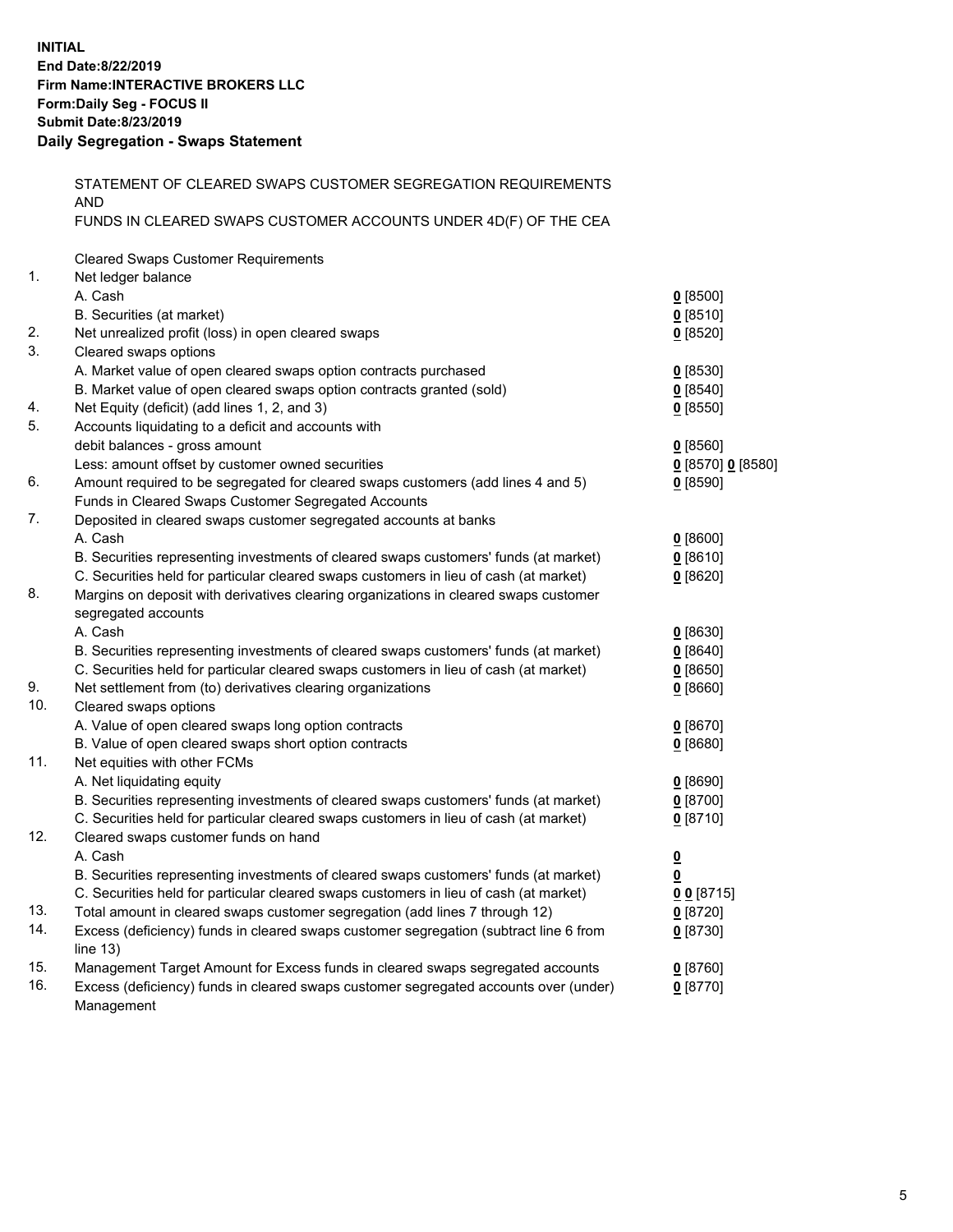**INITIAL**
**End Date:8/22/2019**
**Firm Name:INTERACTIVE BROKERS LLC**
**Form:Daily Seg - FOCUS II**
**Submit Date:8/23/2019**
**Daily Segregation - Swaps Statement**

STATEMENT OF CLEARED SWAPS CUSTOMER SEGREGATION REQUIREMENTS AND FUNDS IN CLEARED SWAPS CUSTOMER ACCOUNTS UNDER 4D(F) OF THE CEA

| | | |
|---|---|---|
| | Cleared Swaps Customer Requirements | |
| 1. | Net ledger balance | |
| | A. Cash | 0 [8500] |
| | B. Securities (at market) | 0 [8510] |
| 2. | Net unrealized profit (loss) in open cleared swaps | 0 [8520] |
| 3. | Cleared swaps options | |
| | A. Market value of open cleared swaps option contracts purchased | 0 [8530] |
| | B. Market value of open cleared swaps option contracts granted (sold) | 0 [8540] |
| 4. | Net Equity (deficit) (add lines 1, 2, and 3) | 0 [8550] |
| 5. | Accounts liquidating to a deficit and accounts with debit balances - gross amount | 0 [8560] |
| | Less: amount offset by customer owned securities | 0 [8570] 0 [8580] |
| 6. | Amount required to be segregated for cleared swaps customers (add lines 4 and 5) | 0 [8590] |
| | Funds in Cleared Swaps Customer Segregated Accounts | |
| 7. | Deposited in cleared swaps customer segregated accounts at banks | |
| | A. Cash | 0 [8600] |
| | B. Securities representing investments of cleared swaps customers' funds (at market) | 0 [8610] |
| | C. Securities held for particular cleared swaps customers in lieu of cash (at market) | 0 [8620] |
| 8. | Margins on deposit with derivatives clearing organizations in cleared swaps customer segregated accounts | |
| | A. Cash | 0 [8630] |
| | B. Securities representing investments of cleared swaps customers' funds (at market) | 0 [8640] |
| | C. Securities held for particular cleared swaps customers in lieu of cash (at market) | 0 [8650] |
| 9. | Net settlement from (to) derivatives clearing organizations | 0 [8660] |
| 10. | Cleared swaps options | |
| | A. Value of open cleared swaps long option contracts | 0 [8670] |
| | B. Value of open cleared swaps short option contracts | 0 [8680] |
| 11. | Net equities with other FCMs | |
| | A. Net liquidating equity | 0 [8690] |
| | B. Securities representing investments of cleared swaps customers' funds (at market) | 0 [8700] |
| | C. Securities held for particular cleared swaps customers in lieu of cash (at market) | 0 [8710] |
| 12. | Cleared swaps customer funds on hand | |
| | A. Cash | 0 |
| | B. Securities representing investments of cleared swaps customers' funds (at market) | 0 |
| | C. Securities held for particular cleared swaps customers in lieu of cash (at market) | 0 0 [8715] |
| 13. | Total amount in cleared swaps customer segregation (add lines 7 through 12) | 0 [8720] |
| 14. | Excess (deficiency) funds in cleared swaps customer segregation (subtract line 6 from line 13) | 0 [8730] |
| 15. | Management Target Amount for Excess funds in cleared swaps segregated accounts | 0 [8760] |
| 16. | Excess (deficiency) funds in cleared swaps customer segregated accounts over (under) Management | 0 [8770] |